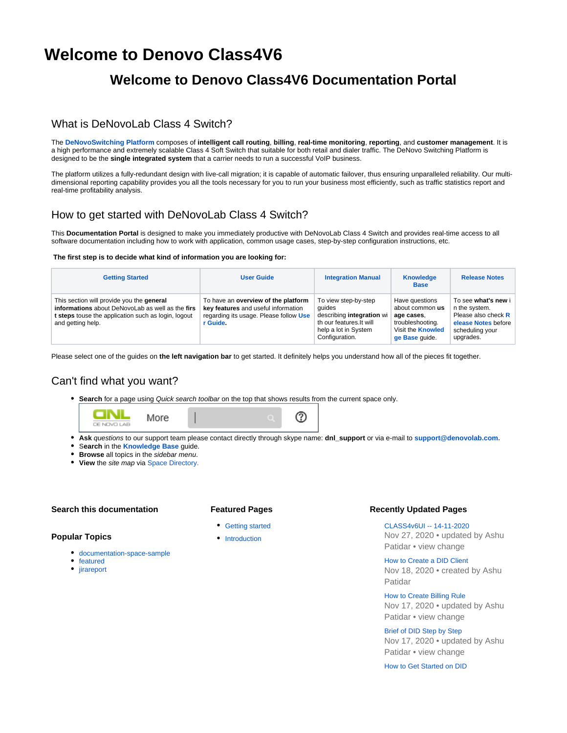# Welcome to Denovo Class4V6

## Welcome to Denovo Class4V6 Documentation Portal

### What is DeNovoLab Class 4 Switch?

The **DeNovoSwitching Platform** composes of **intelligent call routing**, **billing**, **real-time monitoring**, **reporting**, and **customer management**. It is a high performance and extremely scalable Class 4 Soft Switch that suitable for both retail and dialer traffic. The DeNovo Switching Platform is designed to be the **single integrated system** that a carrier needs to run a successful VoIP business.

The platform utilizes a fully-redundant design with live-call migration; it is capable of automatic failover, thus ensuring unparalleled reliability. Our multi-dimensional reporting capability provides you all the tools necessary for you to run your business most efficiently, such as traffic statistics report and real-time profitability analysis.

### How to get started with DeNovoLab Class 4 Switch?

This **Documentation Portal** is designed to make you immediately productive with DeNovoLab Class 4 Switch and provides real-time access to all software documentation including how to work with application, common usage cases, step-by-step configuration instructions, etc.

**The first step is to decide what kind of information you are looking for:**

| Getting Started | User Guide | Integration Manual | Knowledge Base | Release Notes |
|---|---|---|---|---|
| This section will provide you the **general informations** about DeNovoLab as well as the **first steps** touse the application such as login, logout and getting help. | To have an **overview of the platform key features** and useful information regarding its usage. Please follow **User Guide**. | To view step-by-step guides describing **integration** with our features.It will help a lot in System Configuration. | Have questions about common **usage cases**, troubleshooting. Visit the **Knowledge Base** guide. | To see **what's new** in the system. Please also check **Release Notes** before scheduling your upgrades. |

Please select one of the guides on **the left navigation bar** to get started. It definitely helps you understand how all of the pieces fit together.

### Can't find what you want?

- **Search** for a page using *Quick search toolbar* on the top that shows results from the current space only.
- **Ask** *questions* to our support team please contact directly through skype name: **dnl_support** or via e-mail to **support@denovolab.com**.
- **Search** in the **Knowledge Base** guide.
- **Browse** all topics in the *sidebar menu*.
- **View** the *site map* via Space Directory.

#### Search this documentation

#### Popular Topics

- documentation-space-sample
- featured
- jirareport

#### Featured Pages

- Getting started
- Introduction

#### Recently Updated Pages

CLASS4v6UI -- 14-11-2020
Nov 27, 2020 • updated by Ashu Patidar • view change

How to Create a DID Client
Nov 18, 2020 • created by Ashu Patidar

How to Create Billing Rule
Nov 17, 2020 • updated by Ashu Patidar • view change

Brief of DID Step by Step
Nov 17, 2020 • updated by Ashu Patidar • view change

How to Get Started on DID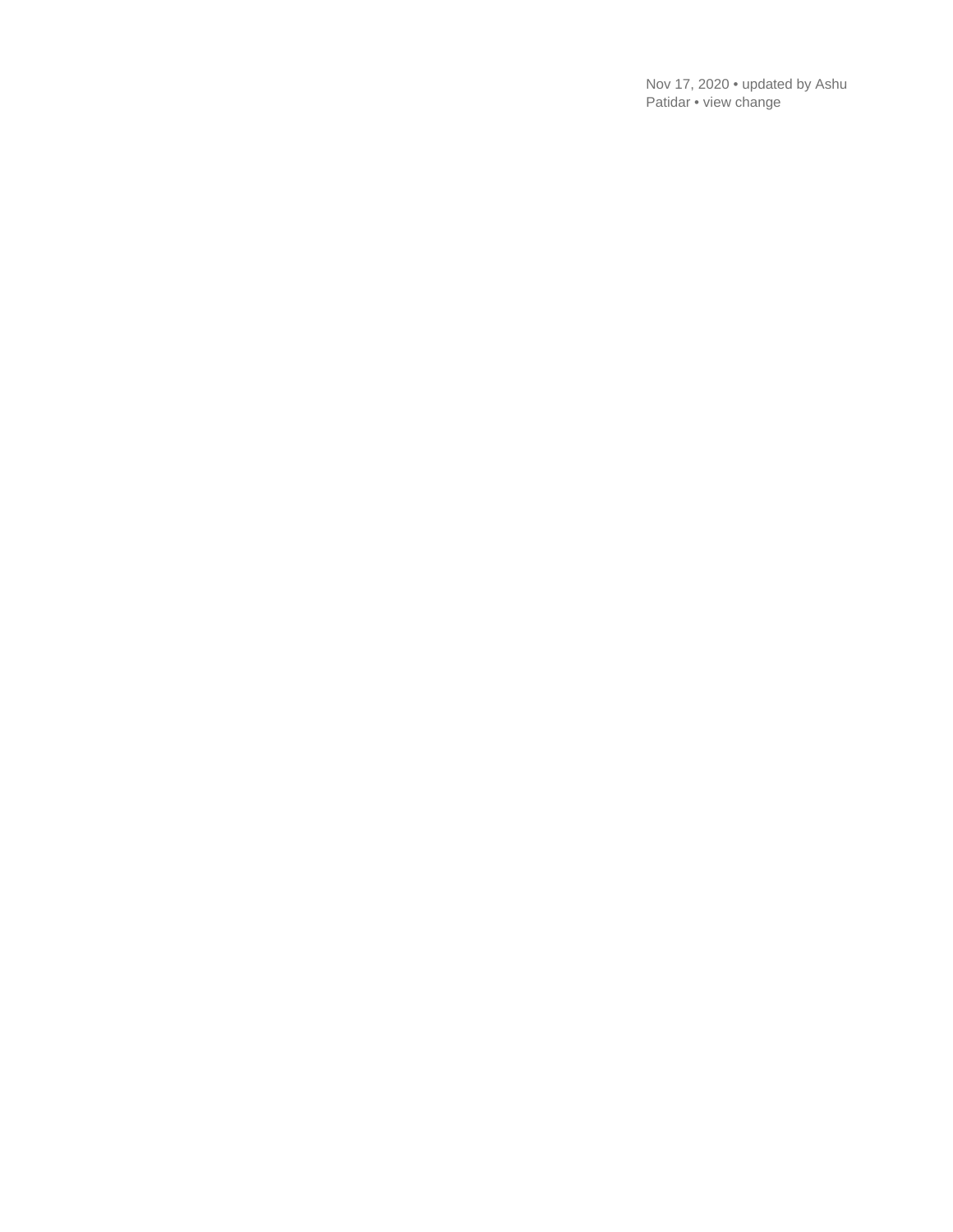Nov 17, 2020 • updated by Ashu Patidar • view change